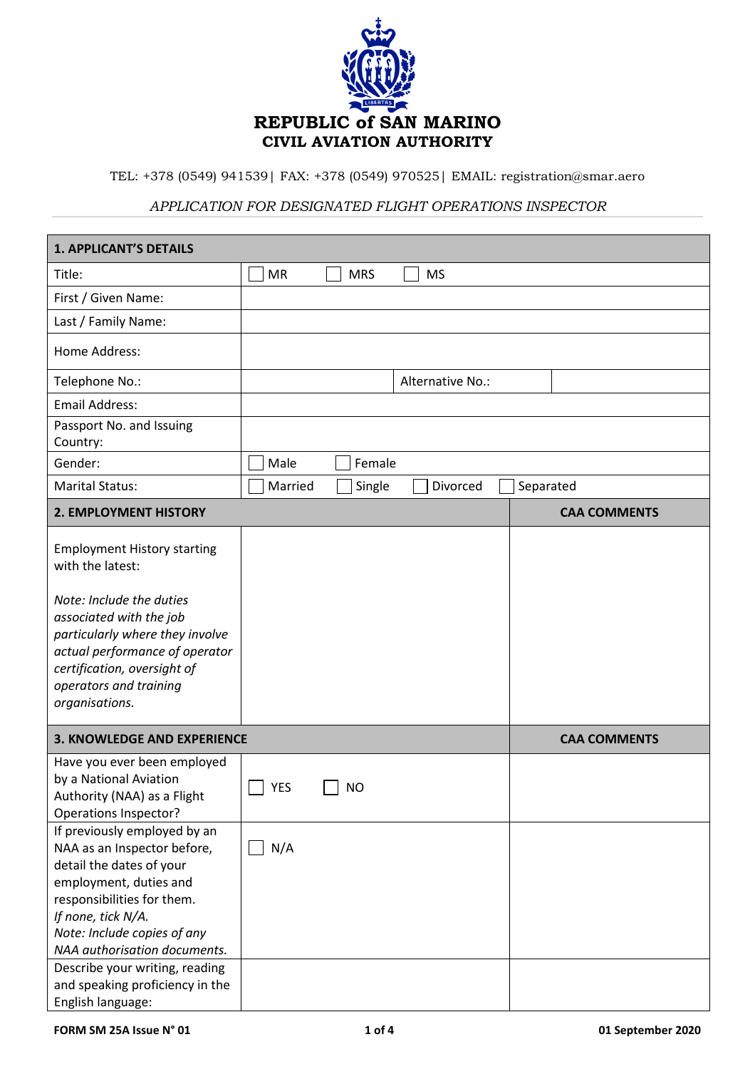# REPUBLIC of SAN MARINO
## CIVIL AVIATION AUTHORITY

TEL: +378 (0549) 941539| FAX: +378 (0549) 970525| EMAIL: registration@smar.aero

*APPLICATION FOR DESIGNATED FLIGHT OPERATIONS INSPECTOR*

| **1. APPLICANT'S DETAILS** | | | |
|---|---|---|---|
| Title: | ☐ MR ☐ MRS ☐ MS | | |
| First / Given Name: | | | |
| Last / Family Name: | | | |
| Home Address: | | | |
| Telephone No.: | | Alternative No.: | |
| Email Address: | | | |
| Passport No. and Issuing Country: | | | |
| Gender: | ☐ Male ☐ Female | | |
| Marital Status: | ☐ Married ☐ Single ☐ Divorced ☐ Separated | | |

| **2. EMPLOYMENT HISTORY** | | **CAA COMMENTS** |
|---|---|---|
| Employment History starting with the latest:<br><br>*Note: Include the duties associated with the job particularly where they involve actual performance of operator certification, oversight of operators and training organisations.* | | |

| **3. KNOWLEDGE AND EXPERIENCE** | | **CAA COMMENTS** |
|---|---|---|
| Have you ever been employed by a National Aviation Authority (NAA) as a Flight Operations Inspector? | ☐ YES ☐ NO | |
| If previously employed by an NAA as an Inspector before, detail the dates of your employment, duties and responsibilities for them.<br>*If none, tick N/A.*<br>*Note: Include copies of any NAA authorisation documents.* | ☐ N/A | |
| Describe your writing, reading and speaking proficiency in the English language: | | |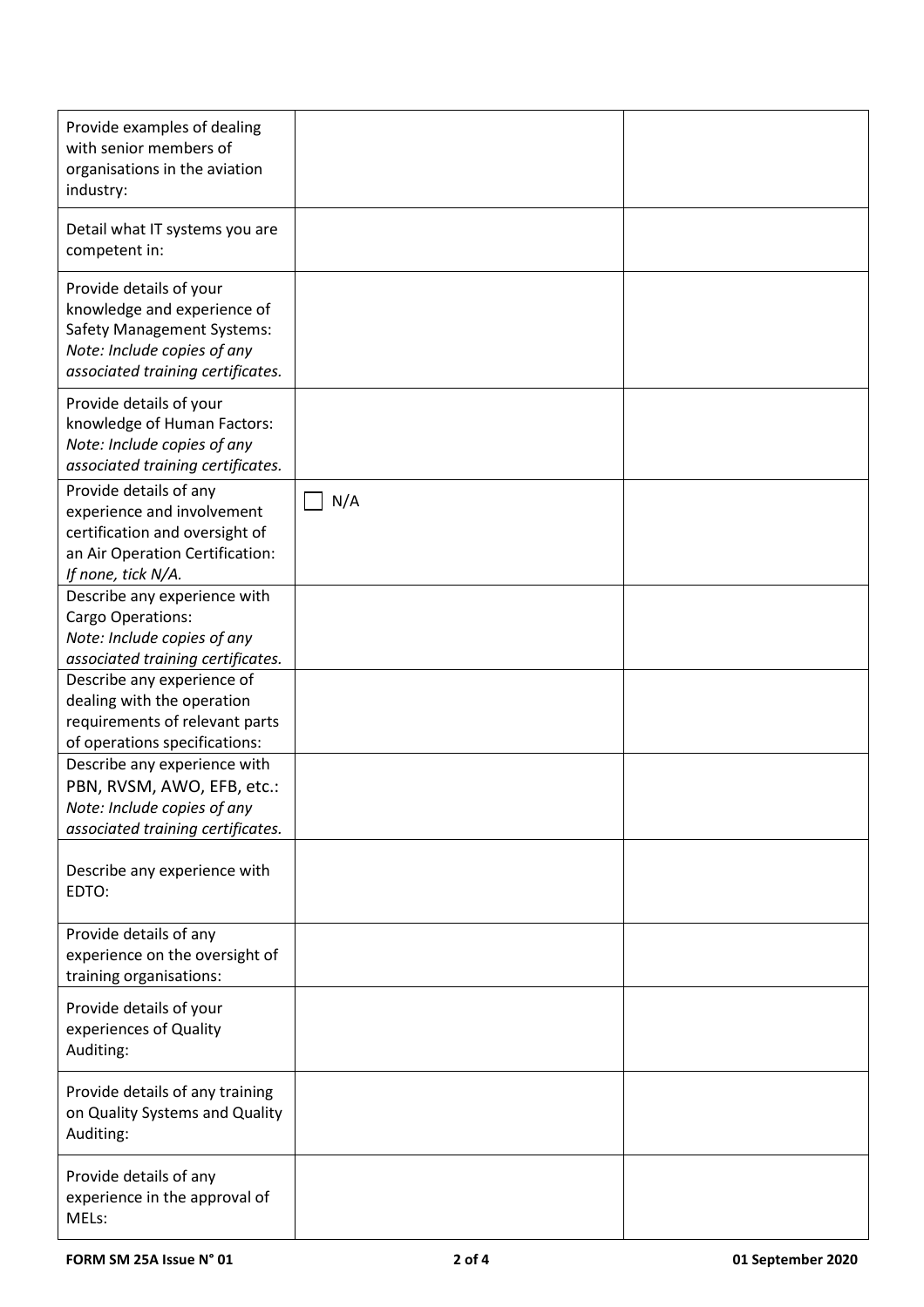| | | |
|---|---|---|
| Provide examples of dealing with senior members of organisations in the aviation industry: | | |
| Detail what IT systems you are competent in: | | |
| Provide details of your knowledge and experience of Safety Management Systems:<br>*Note: Include copies of any associated training certificates.* | | |
| Provide details of your knowledge of Human Factors:<br>*Note: Include copies of any associated training certificates.* | | |
| Provide details of any experience and involvement certification and oversight of an Air Operation Certification:<br>*If none, tick N/A.* | ☐ N/A | |
| Describe any experience with Cargo Operations:<br>*Note: Include copies of any associated training certificates.* | | |
| Describe any experience of dealing with the operation requirements of relevant parts of operations specifications: | | |
| Describe any experience with PBN, RVSM, AWO, EFB, etc.:<br>*Note: Include copies of any associated training certificates.* | | |
| Describe any experience with EDTO: | | |
| Provide details of any experience on the oversight of training organisations: | | |
| Provide details of your experiences of Quality Auditing: | | |
| Provide details of any training on Quality Systems and Quality Auditing: | | |
| Provide details of any experience in the approval of MELs: | | |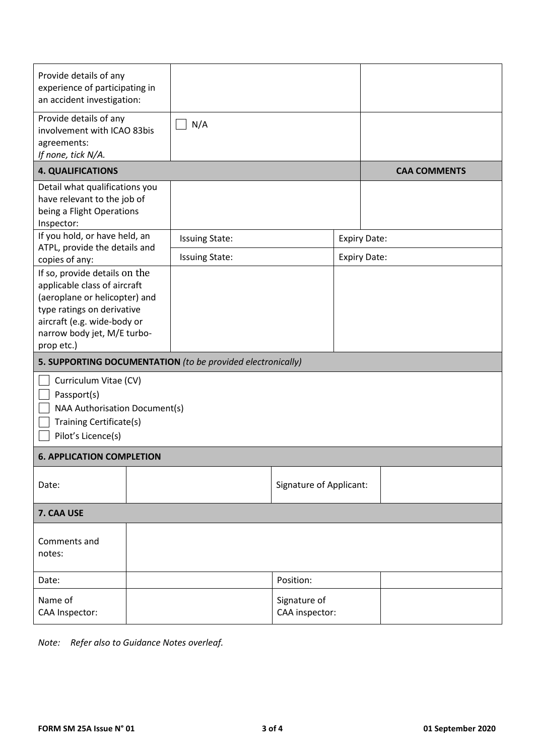| | | |
|---|---|---|
| Provide details of any experience of participating in an accident investigation: | | |
| Provide details of any involvement with ICAO 83bis agreements:<br>*If none, tick N/A.* | ☐ N/A | |
| **4. QUALIFICATIONS** | | **CAA COMMENTS** |
| Detail what qualifications you have relevant to the job of being a Flight Operations Inspector: | | |
| If you hold, or have held, an ATPL, provide the details and copies of any: | Issuing State: | Expiry Date: |
| | Issuing State: | Expiry Date: |
| If so, provide details on the applicable class of aircraft (aeroplane or helicopter) and type ratings on derivative aircraft (e.g. wide-body or narrow body jet, M/E turbo-prop etc.) | | |

**5. SUPPORTING DOCUMENTATION** *(to be provided electronically)*

- ☐ Curriculum Vitae (CV)
- ☐ Passport(s)
- ☐ NAA Authorisation Document(s)
- ☐ Training Certificate(s)
- ☐ Pilot's Licence(s)

**6. APPLICATION COMPLETION**

| | | | |
|---|---|---|---|
| Date: | | Signature of Applicant: | |

**7. CAA USE**

| | | | |
|---|---|---|---|
| Comments and notes: | | | |
| Date: | | Position: | |
| Name of CAA Inspector: | | Signature of CAA inspector: | |

*Note: Refer also to Guidance Notes overleaf.*

FORM SM 25A Issue N° 01 — 01 September 2020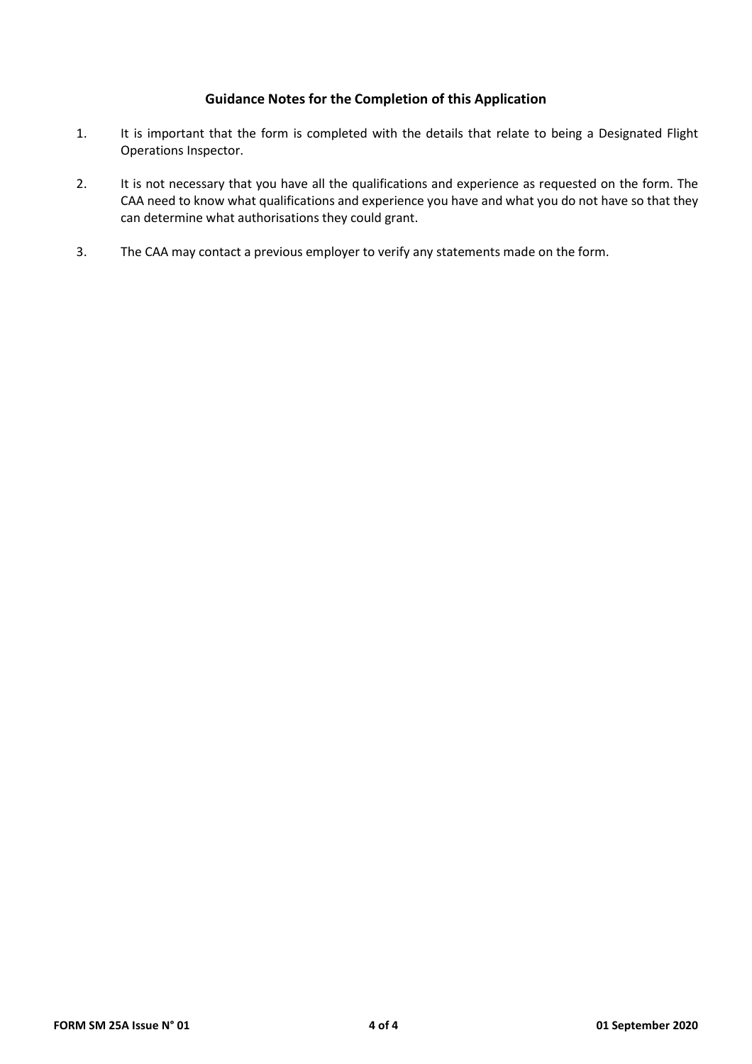### Guidance Notes for the Completion of this Application

1. It is important that the form is completed with the details that relate to being a Designated Flight Operations Inspector.

2. It is not necessary that you have all the qualifications and experience as requested on the form. The CAA need to know what qualifications and experience you have and what you do not have so that they can determine what authorisations they could grant.

3. The CAA may contact a previous employer to verify any statements made on the form.